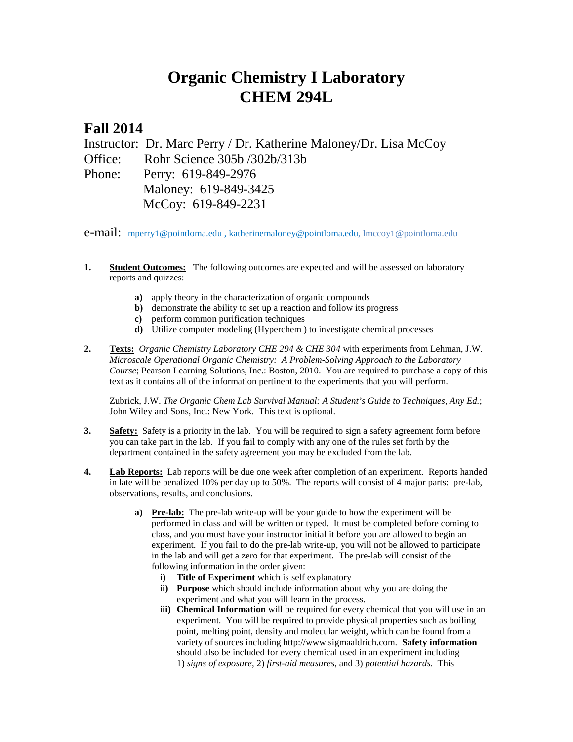# Organic Chemistry I Laboratory
# CHEM 294L

## Fall 2014

Instructor: Dr. Marc Perry / Dr. Katherine Maloney/Dr. Lisa McCoy
Office: Rohr Science 305b /302b/313b
Phone: Perry: 619-849-2976
Maloney: 619-849-3425
McCoy: 619-849-2231

e-mail: mperry1@pointloma.edu , katherinemaloney@pointloma.edu, lmccoy1@pointloma.edu

1. **Student Outcomes:** The following outcomes are expected and will be assessed on laboratory reports and quizzes:

    **a)** apply theory in the characterization of organic compounds
    **b)** demonstrate the ability to set up a reaction and follow its progress
    **c)** perform common purification techniques
    **d)** Utilize computer modeling (Hyperchem ) to investigate chemical processes

2. **Texts:** *Organic Chemistry Laboratory CHE 294 & CHE 304* with experiments from Lehman, J.W. *Microscale Operational Organic Chemistry: A Problem-Solving Approach to the Laboratory Course*; Pearson Learning Solutions, Inc.: Boston, 2010. You are required to purchase a copy of this text as it contains all of the information pertinent to the experiments that you will perform.

    Zubrick, J.W. *The Organic Chem Lab Survival Manual: A Student's Guide to Techniques, Any Ed.*; John Wiley and Sons, Inc.: New York. This text is optional.

3. **Safety:** Safety is a priority in the lab. You will be required to sign a safety agreement form before you can take part in the lab. If you fail to comply with any one of the rules set forth by the department contained in the safety agreement you may be excluded from the lab.

4. **Lab Reports:** Lab reports will be due one week after completion of an experiment. Reports handed in late will be penalized 10% per day up to 50%. The reports will consist of 4 major parts: pre-lab, observations, results, and conclusions.

    **a)** **Pre-lab:** The pre-lab write-up will be your guide to how the experiment will be performed in class and will be written or typed. It must be completed before coming to class, and you must have your instructor initial it before you are allowed to begin an experiment. If you fail to do the pre-lab write-up, you will not be allowed to participate in the lab and will get a zero for that experiment. The pre-lab will consist of the following information in the order given:

    **i)** **Title of Experiment** which is self explanatory
    **ii)** **Purpose** which should include information about why you are doing the experiment and what you will learn in the process.
    **iii)** **Chemical Information** will be required for every chemical that you will use in an experiment. You will be required to provide physical properties such as boiling point, melting point, density and molecular weight, which can be found from a variety of sources including http://www.sigmaaldrich.com. **Safety information** should also be included for every chemical used in an experiment including 1) *signs of exposure*, 2) *first-aid measures*, and 3) *potential hazards*. This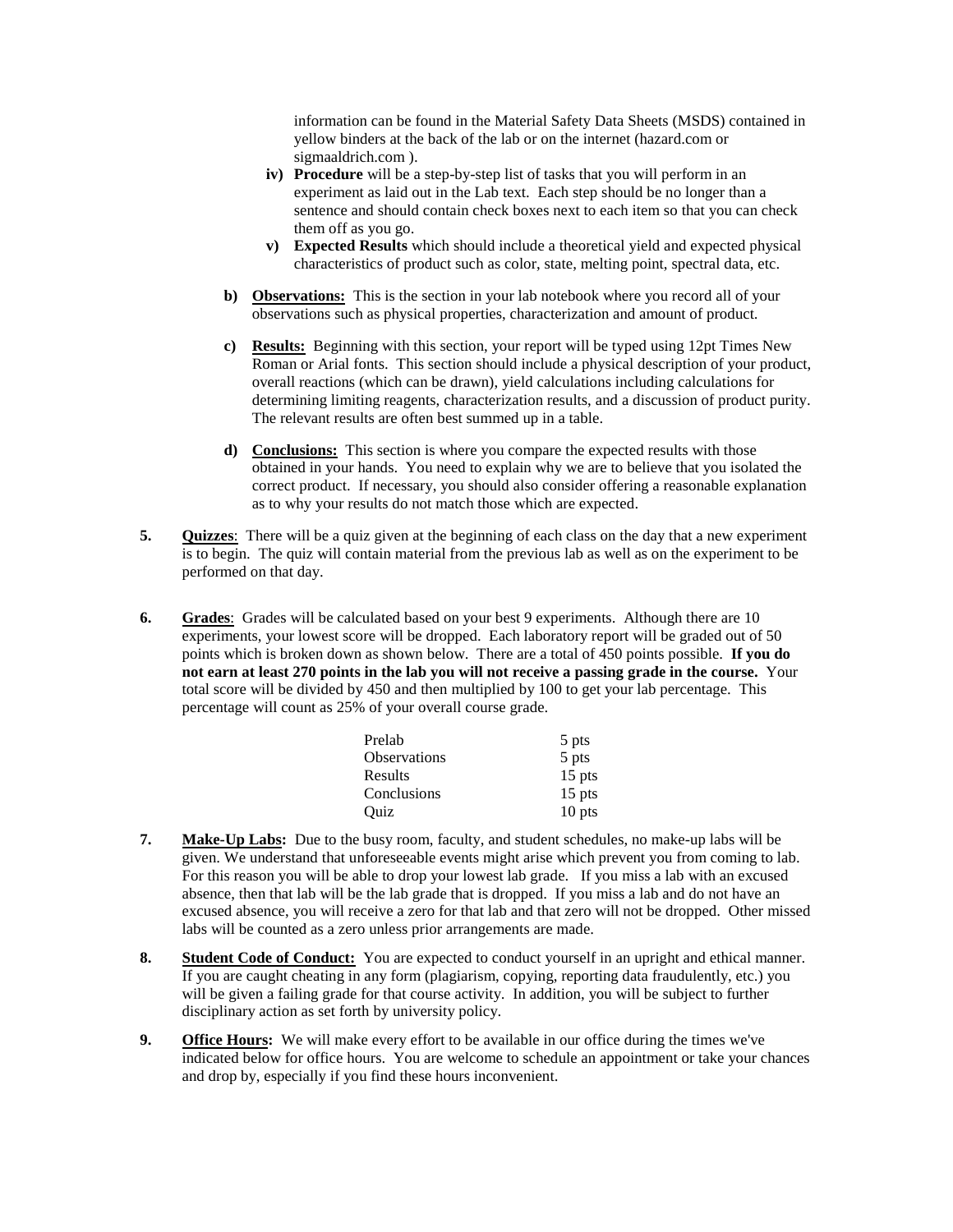information can be found in the Material Safety Data Sheets (MSDS) contained in yellow binders at the back of the lab or on the internet (hazard.com or sigmaaldrich.com ).

iv) **Procedure** will be a step-by-step list of tasks that you will perform in an experiment as laid out in the Lab text. Each step should be no longer than a sentence and should contain check boxes next to each item so that you can check them off as you go.

v) **Expected Results** which should include a theoretical yield and expected physical characteristics of product such as color, state, melting point, spectral data, etc.

b) **Observations:** This is the section in your lab notebook where you record all of your observations such as physical properties, characterization and amount of product.

c) **Results:** Beginning with this section, your report will be typed using 12pt Times New Roman or Arial fonts. This section should include a physical description of your product, overall reactions (which can be drawn), yield calculations including calculations for determining limiting reagents, characterization results, and a discussion of product purity. The relevant results are often best summed up in a table.

d) **Conclusions:** This section is where you compare the expected results with those obtained in your hands. You need to explain why we are to believe that you isolated the correct product. If necessary, you should also consider offering a reasonable explanation as to why your results do not match those which are expected.

5. **Quizzes**: There will be a quiz given at the beginning of each class on the day that a new experiment is to begin. The quiz will contain material from the previous lab as well as on the experiment to be performed on that day.

6. **Grades**: Grades will be calculated based on your best 9 experiments. Although there are 10 experiments, your lowest score will be dropped. Each laboratory report will be graded out of 50 points which is broken down as shown below. There are a total of 450 points possible. **If you do not earn at least 270 points in the lab you will not receive a passing grade in the course.** Your total score will be divided by 450 and then multiplied by 100 to get your lab percentage. This percentage will count as 25% of your overall course grade.

| | |
|---|---|
| Prelab | 5 pts |
| Observations | 5 pts |
| Results | 15 pts |
| Conclusions | 15 pts |
| Quiz | 10 pts |

7. **Make-Up Labs:** Due to the busy room, faculty, and student schedules, no make-up labs will be given. We understand that unforeseeable events might arise which prevent you from coming to lab. For this reason you will be able to drop your lowest lab grade. If you miss a lab with an excused absence, then that lab will be the lab grade that is dropped. If you miss a lab and do not have an excused absence, you will receive a zero for that lab and that zero will not be dropped. Other missed labs will be counted as a zero unless prior arrangements are made.

8. **Student Code of Conduct:** You are expected to conduct yourself in an upright and ethical manner. If you are caught cheating in any form (plagiarism, copying, reporting data fraudulently, etc.) you will be given a failing grade for that course activity. In addition, you will be subject to further disciplinary action as set forth by university policy.

9. **Office Hours:** We will make every effort to be available in our office during the times we've indicated below for office hours. You are welcome to schedule an appointment or take your chances and drop by, especially if you find these hours inconvenient.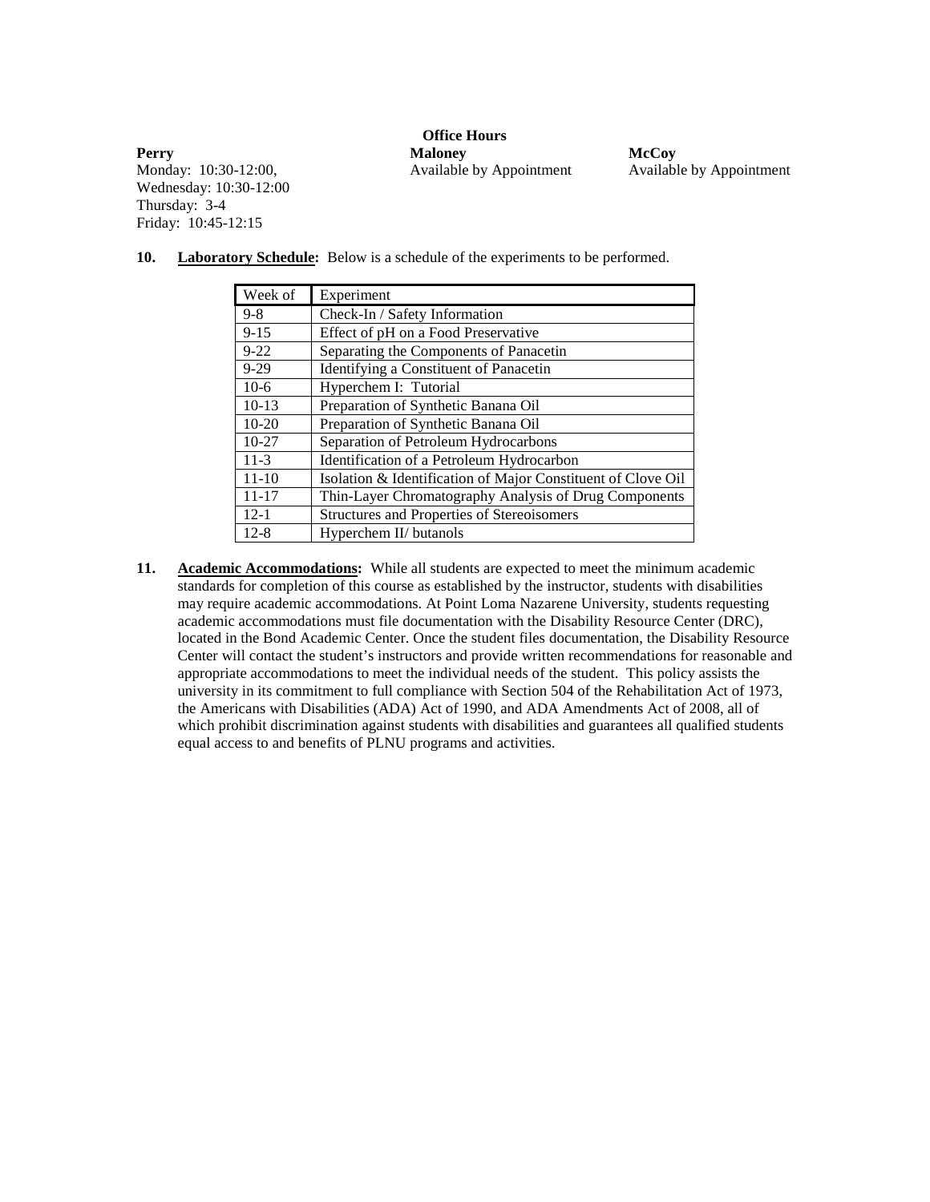**Office Hours**

**Perry**
Monday: 10:30-12:00,
Wednesday: 10:30-12:00
Thursday: 3-4
Friday: 10:45-12:15

**Maloney**
Available by Appointment

**McCoy**
Available by Appointment

**10. Laboratory Schedule:** Below is a schedule of the experiments to be performed.

| Week of | Experiment |
|---|---|
| 9-8 | Check-In / Safety Information |
| 9-15 | Effect of pH on a Food Preservative |
| 9-22 | Separating the Components of Panacetin |
| 9-29 | Identifying a Constituent of Panacetin |
| 10-6 | Hyperchem I: Tutorial |
| 10-13 | Preparation of Synthetic Banana Oil |
| 10-20 | Preparation of Synthetic Banana Oil |
| 10-27 | Separation of Petroleum Hydrocarbons |
| 11-3 | Identification of a Petroleum Hydrocarbon |
| 11-10 | Isolation & Identification of Major Constituent of Clove Oil |
| 11-17 | Thin-Layer Chromatography Analysis of Drug Components |
| 12-1 | Structures and Properties of Stereoisomers |
| 12-8 | Hyperchem II/ butanols |

**11. Academic Accommodations:** While all students are expected to meet the minimum academic standards for completion of this course as established by the instructor, students with disabilities may require academic accommodations. At Point Loma Nazarene University, students requesting academic accommodations must file documentation with the Disability Resource Center (DRC), located in the Bond Academic Center. Once the student files documentation, the Disability Resource Center will contact the student's instructors and provide written recommendations for reasonable and appropriate accommodations to meet the individual needs of the student. This policy assists the university in its commitment to full compliance with Section 504 of the Rehabilitation Act of 1973, the Americans with Disabilities (ADA) Act of 1990, and ADA Amendments Act of 2008, all of which prohibit discrimination against students with disabilities and guarantees all qualified students equal access to and benefits of PLNU programs and activities.